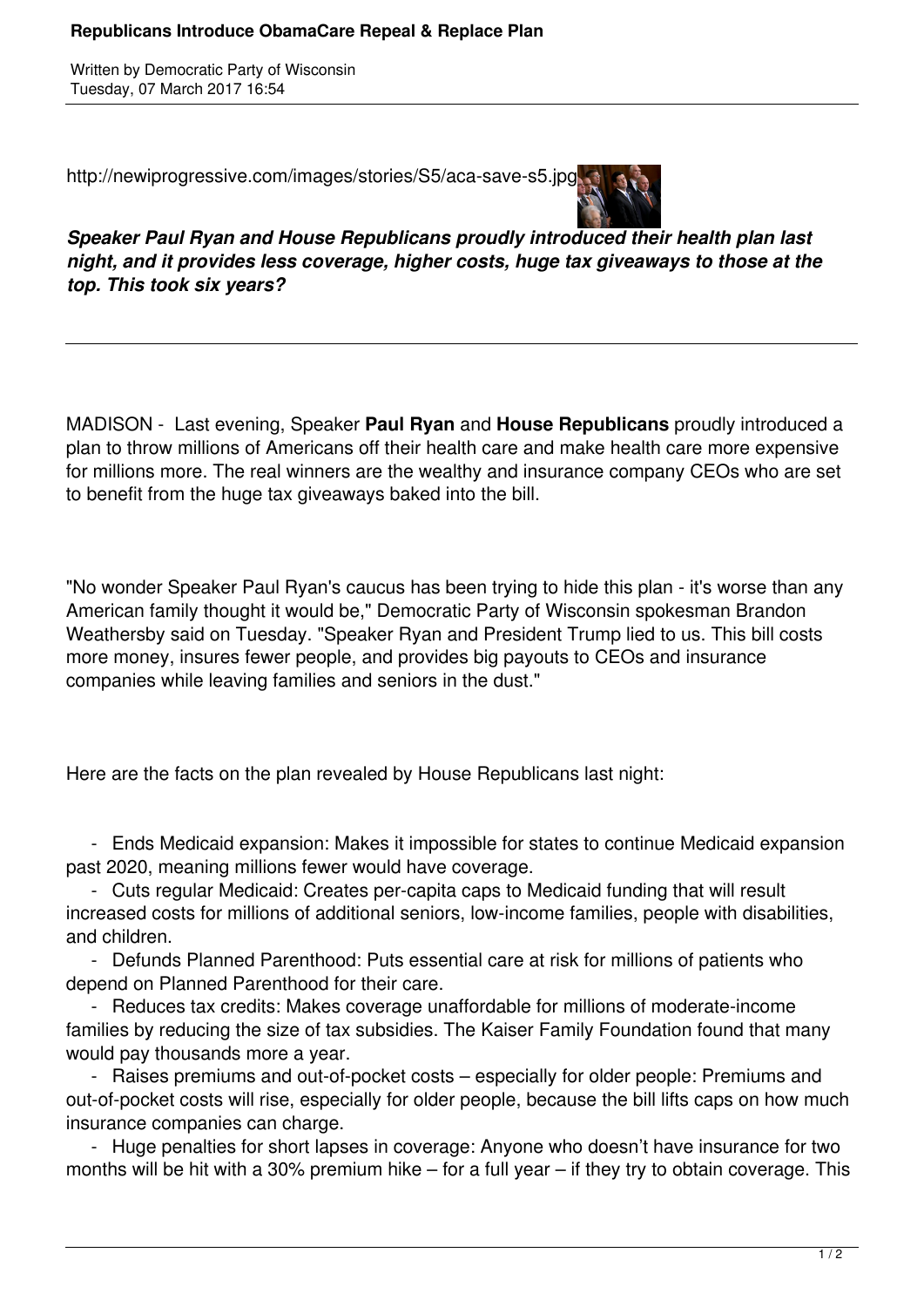# Republicans Introduce ObamaCare Repeal & Replace Plan

Written by Democratic Party of Wisconsin
Tuesday, 07 March 2017 16:54

http://newiprogressive.com/images/stories/S5/aca-save-s5.jpg

***Speaker Paul Ryan and House Republicans proudly introduced their health plan last night, and it provides less coverage, higher costs, huge tax giveaways to those at the top. This took six years?***

---

MADISON - Last evening, Speaker **Paul Ryan** and **House Republicans** proudly introduced a plan to throw millions of Americans off their health care and make health care more expensive for millions more. The real winners are the wealthy and insurance company CEOs who are set to benefit from the huge tax giveaways baked into the bill.

"No wonder Speaker Paul Ryan's caucus has been trying to hide this plan - it's worse than any American family thought it would be," Democratic Party of Wisconsin spokesman Brandon Weathersby said on Tuesday. "Speaker Ryan and President Trump lied to us. This bill costs more money, insures fewer people, and provides big payouts to CEOs and insurance companies while leaving families and seniors in the dust."

Here are the facts on the plan revealed by House Republicans last night:

- Ends Medicaid expansion: Makes it impossible for states to continue Medicaid expansion past 2020, meaning millions fewer would have coverage.
- Cuts regular Medicaid: Creates per-capita caps to Medicaid funding that will result increased costs for millions of additional seniors, low-income families, people with disabilities, and children.
- Defunds Planned Parenthood: Puts essential care at risk for millions of patients who depend on Planned Parenthood for their care.
- Reduces tax credits: Makes coverage unaffordable for millions of moderate-income families by reducing the size of tax subsidies. The Kaiser Family Foundation found that many would pay thousands more a year.
- Raises premiums and out-of-pocket costs – especially for older people: Premiums and out-of-pocket costs will rise, especially for older people, because the bill lifts caps on how much insurance companies can charge.
- Huge penalties for short lapses in coverage: Anyone who doesn't have insurance for two months will be hit with a 30% premium hike – for a full year – if they try to obtain coverage. This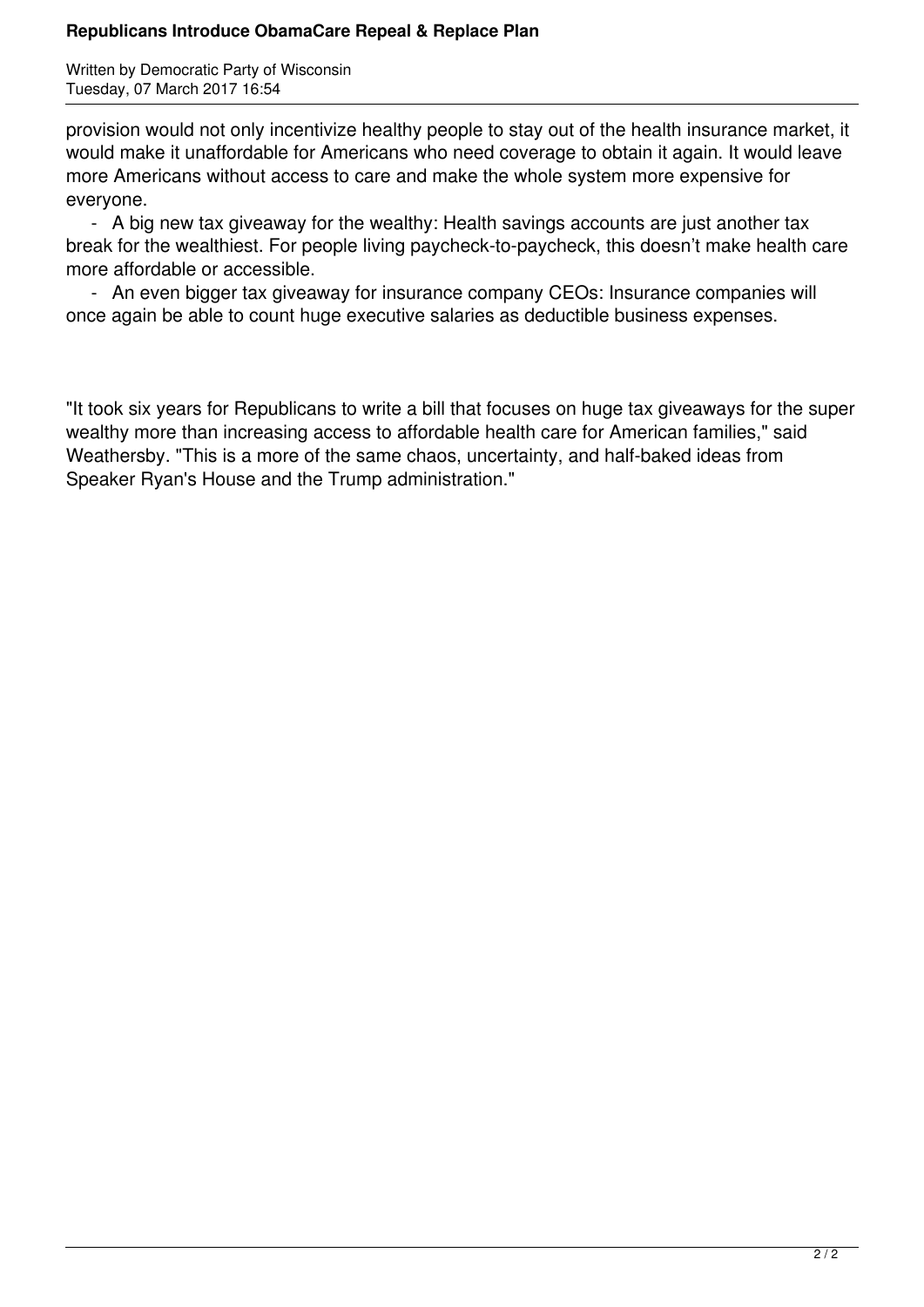provision would not only incentivize healthy people to stay out of the health insurance market, it would make it unaffordable for Americans who need coverage to obtain it again. It would leave more Americans without access to care and make the whole system more expensive for everyone.

- A big new tax giveaway for the wealthy: Health savings accounts are just another tax break for the wealthiest. For people living paycheck-to-paycheck, this doesn't make health care more affordable or accessible.
- An even bigger tax giveaway for insurance company CEOs: Insurance companies will once again be able to count huge executive salaries as deductible business expenses.

"It took six years for Republicans to write a bill that focuses on huge tax giveaways for the super wealthy more than increasing access to affordable health care for American families," said Weathersby. "This is a more of the same chaos, uncertainty, and half-baked ideas from Speaker Ryan's House and the Trump administration."